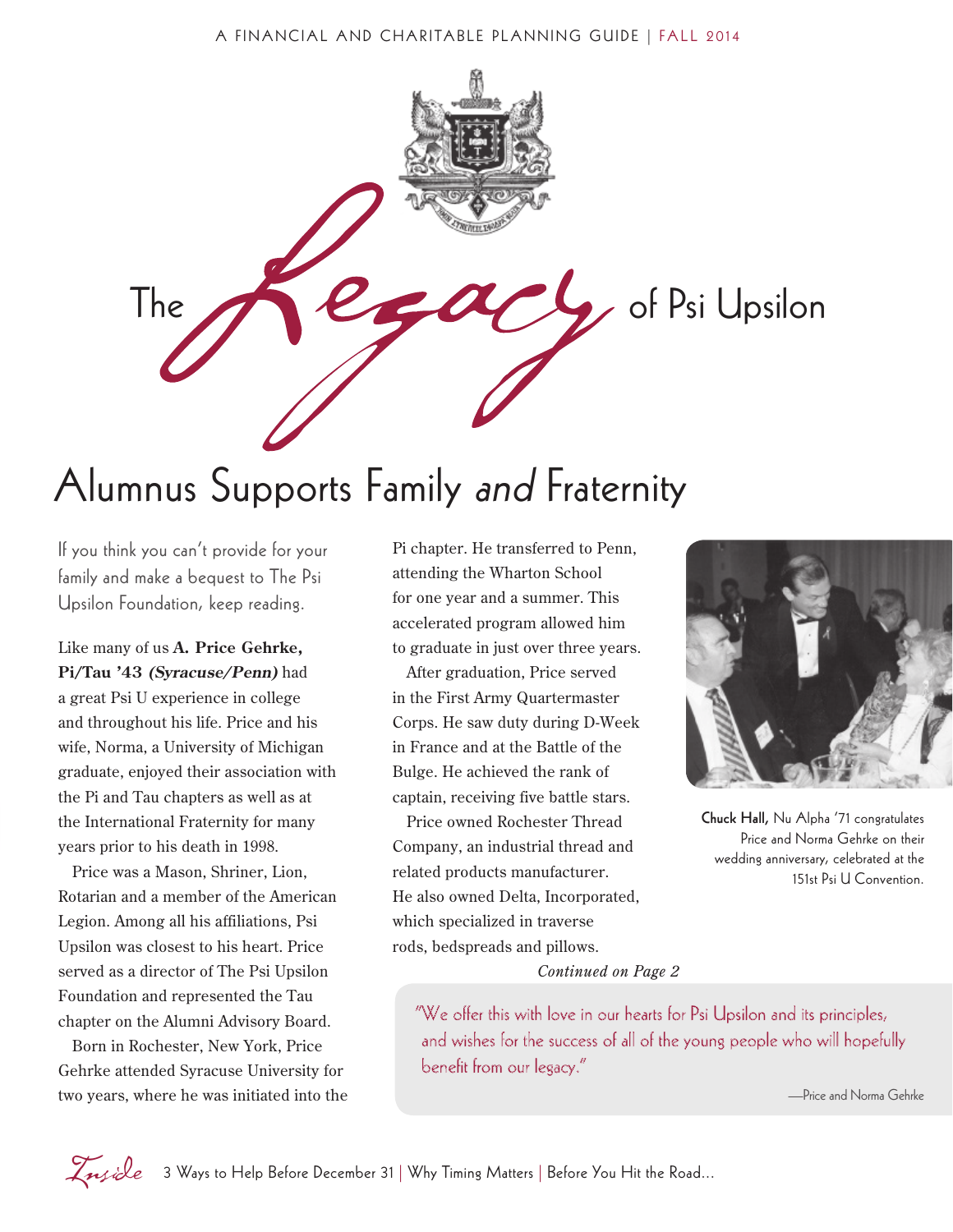A FINANCIAL AND CHARITABLE PLANNING GUIDE | FALL 2014

# The *Legacy* of Psi Upsilon

## Alumnus Supports Family *and* Fraternity

If you think you can't provide for your family and make a bequest to The Psi Upsilon Foundation, keep reading.

Like many of us **A. Price Gehrke, Pi/Tau '43 *(Syracuse/Penn)*** had a great Psi U experience in college and throughout his life. Price and his wife, Norma, a University of Michigan graduate, enjoyed their association with the Pi and Tau chapters as well as at the International Fraternity for many years prior to his death in 1998.

Price was a Mason, Shriner, Lion, Rotarian and a member of the American Legion. Among all his affiliations, Psi Upsilon was closest to his heart. Price served as a director of The Psi Upsilon Foundation and represented the Tau chapter on the Alumni Advisory Board.

Born in Rochester, New York, Price Gehrke attended Syracuse University for two years, where he was initiated into the Pi chapter. He transferred to Penn, attending the Wharton School for one year and a summer. This accelerated program allowed him to graduate in just over three years.

After graduation, Price served in the First Army Quartermaster Corps. He saw duty during D-Week in France and at the Battle of the Bulge. He achieved the rank of captain, receiving five battle stars.

Price owned Rochester Thread Company, an industrial thread and related products manufacturer. He also owned Delta, Incorporated, which specialized in traverse rods, bedspreads and pillows.

*Continued on Page 2*

**Chuck Hall,** Nu Alpha '71 congratulates Price and Norma Gehrke on their wedding anniversary, celebrated at the 151st Psi U Convention.

> "We offer this with love in our hearts for Psi Upsilon and its principles, and wishes for the success of all of the young people who will hopefully benefit from our legacy."
>
> —Price and Norma Gehrke

*Inside* 3 Ways to Help Before December 31 | Why Timing Matters | Before You Hit the Road...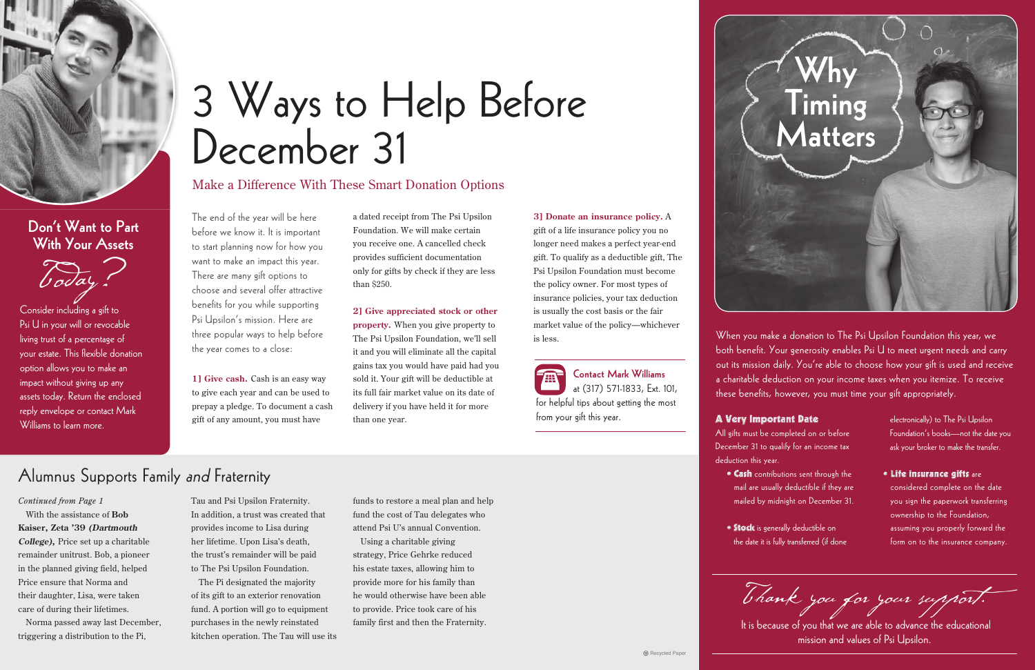## Don't Want to Part With Your Assets *Today?*

Consider including a gift to Psi U in your will or revocable living trust of a percentage of your estate. This flexible donation option allows you to make an impact without giving up any assets today. Return the enclosed reply envelope or contact Mark Williams to learn more.

# 3 Ways to Help Before December 31

## Make a Difference With These Smart Donation Options

The end of the year will be here before we know it. It is important to start planning now for how you want to make an impact this year. There are many gift options to choose and several offer attractive benefits for you while supporting Psi Upsilon's mission. Here are three popular ways to help before the year comes to a close:

**1] Give cash.** Cash is an easy way to give each year and can be used to prepay a pledge. To document a cash gift of any amount, you must have a dated receipt from The Psi Upsilon Foundation. We will make certain you receive one. A cancelled check provides sufficient documentation only for gifts by check if they are less than $250.

**2] Give appreciated stock or other property.** When you give property to The Psi Upsilon Foundation, we'll sell it and you will eliminate all the capital gains tax you would have paid had you sold it. Your gift will be deductible at its full fair market value on its date of delivery if you have held it for more than one year.

**3] Donate an insurance policy.** A gift of a life insurance policy you no longer need makes a perfect year-end gift. To qualify as a deductible gift, The Psi Upsilon Foundation must become the policy owner. For most types of insurance policies, your tax deduction is usually the cost basis or the fair market value of the policy—whichever is less.

**Contact Mark Williams** at (317) 571-1833, Ext. 101, for helpful tips about getting the most from your gift this year.

## Why Timing Matters

When you make a donation to The Psi Upsilon Foundation this year, we both benefit. Your generosity enables Psi U to meet urgent needs and carry out its mission daily. You're able to choose how your gift is used and receive a charitable deduction on your income taxes when you itemize. To receive these benefits, however, you must time your gift appropriately.

### A Very Important Date

All gifts must be completed on or before December 31 to qualify for an income tax deduction this year.

- **Cash** contributions sent through the mail are usually deductible if they are mailed by midnight on December 31.
- **Stock** is generally deductible on the date it is fully transferred (if done electronically) to The Psi Upsilon Foundation's books—not the date you ask your broker to make the transfer.
- **Life insurance gifts** are considered complete on the date you sign the paperwork transferring ownership to the Foundation, assuming you properly forward the form on to the insurance company.

*Thank you for your support.*

It is because of you that we are able to advance the educational mission and values of Psi Upsilon.

## Alumnus Supports Family *and* Fraternity

*Continued from Page 1*

With the assistance of **Bob Kaiser, Zeta '39 *(Dartmouth College)*,** Price set up a charitable remainder unitrust. Bob, a pioneer in the planned giving field, helped Price ensure that Norma and their daughter, Lisa, were taken care of during their lifetimes.

Norma passed away last December, triggering a distribution to the Pi, Tau and Psi Upsilon Fraternity. In addition, a trust was created that provides income to Lisa during her lifetime. Upon Lisa's death, the trust's remainder will be paid to The Psi Upsilon Foundation.

The Pi designated the majority of its gift to an exterior renovation fund. A portion will go to equipment purchases in the newly reinstated kitchen operation. The Tau will use its funds to restore a meal plan and help fund the cost of Tau delegates who attend Psi U's annual Convention.

Using a charitable giving strategy, Price Gehrke reduced his estate taxes, allowing him to provide more for his family than he would otherwise have been able to provide. Price took care of his family first and then the Fraternity.

Recycled Paper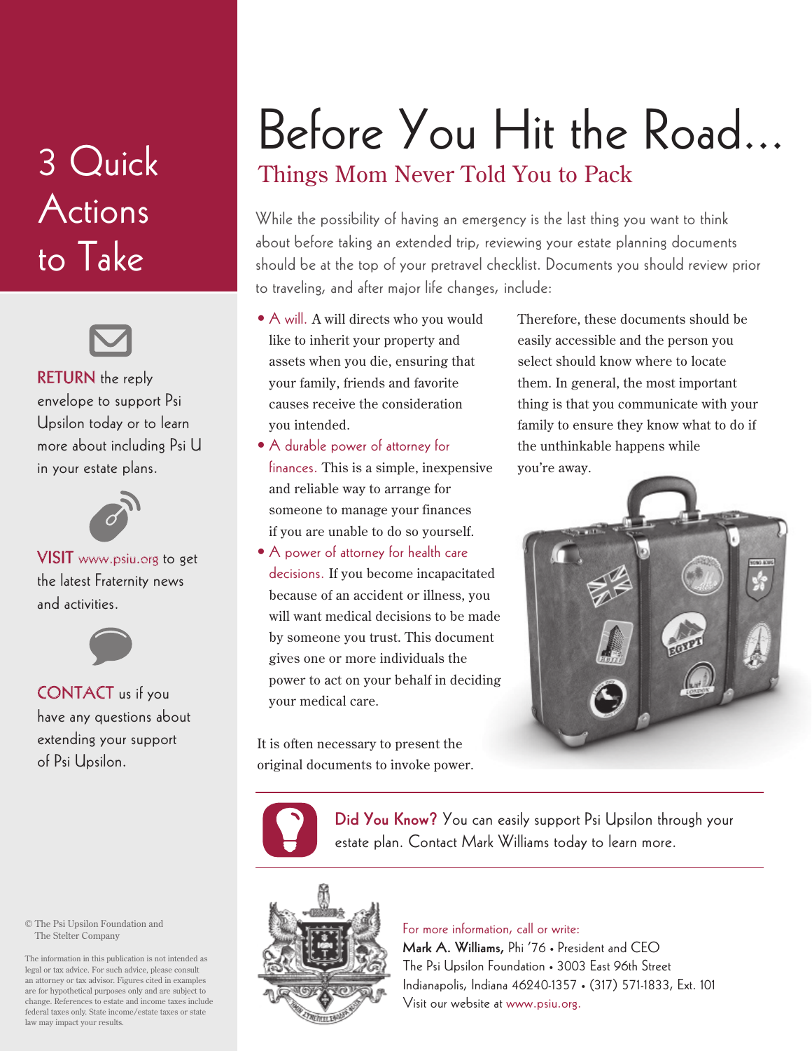# Before You Hit the Road...

## Things Mom Never Told You to Pack

While the possibility of having an emergency is the last thing you want to think about before taking an extended trip, reviewing your estate planning documents should be at the top of your pretravel checklist. Documents you should review prior to traveling, and after major life changes, include:

- A will. A will directs who you would like to inherit your property and assets when you die, ensuring that your family, friends and favorite causes receive the consideration you intended.
- A durable power of attorney for finances. This is a simple, inexpensive and reliable way to arrange for someone to manage your finances if you are unable to do so yourself.
- A power of attorney for health care decisions. If you become incapacitated because of an accident or illness, you will want medical decisions to be made by someone you trust. This document gives one or more individuals the power to act on your behalf in deciding your medical care.

It is often necessary to present the original documents to invoke power. Therefore, these documents should be easily accessible and the person you select should know where to locate them. In general, the most important thing is that you communicate with your family to ensure they know what to do if the unthinkable happens while you're away.

**Did You Know?** You can easily support Psi Upsilon through your estate plan. Contact Mark Williams today to learn more.

## 3 Quick Actions to Take

**RETURN** the reply envelope to support Psi Upsilon today or to learn more about including Psi U in your estate plans.

**VISIT** www.psiu.org to get the latest Fraternity news and activities.

**CONTACT** us if you have any questions about extending your support of Psi Upsilon.

For more information, call or write:

**Mark A. Williams,** Phi '76 • President and CEO
The Psi Upsilon Foundation • 3003 East 96th Street
Indianapolis, Indiana 46240-1357 • (317) 571-1833, Ext. 101
Visit our website at www.psiu.org.

© The Psi Upsilon Foundation and The Stelter Company

The information in this publication is not intended as legal or tax advice. For such advice, please consult an attorney or tax advisor. Figures cited in examples are for hypothetical purposes only and are subject to change. References to estate and income taxes include federal taxes only. State income/estate taxes or state law may impact your results.